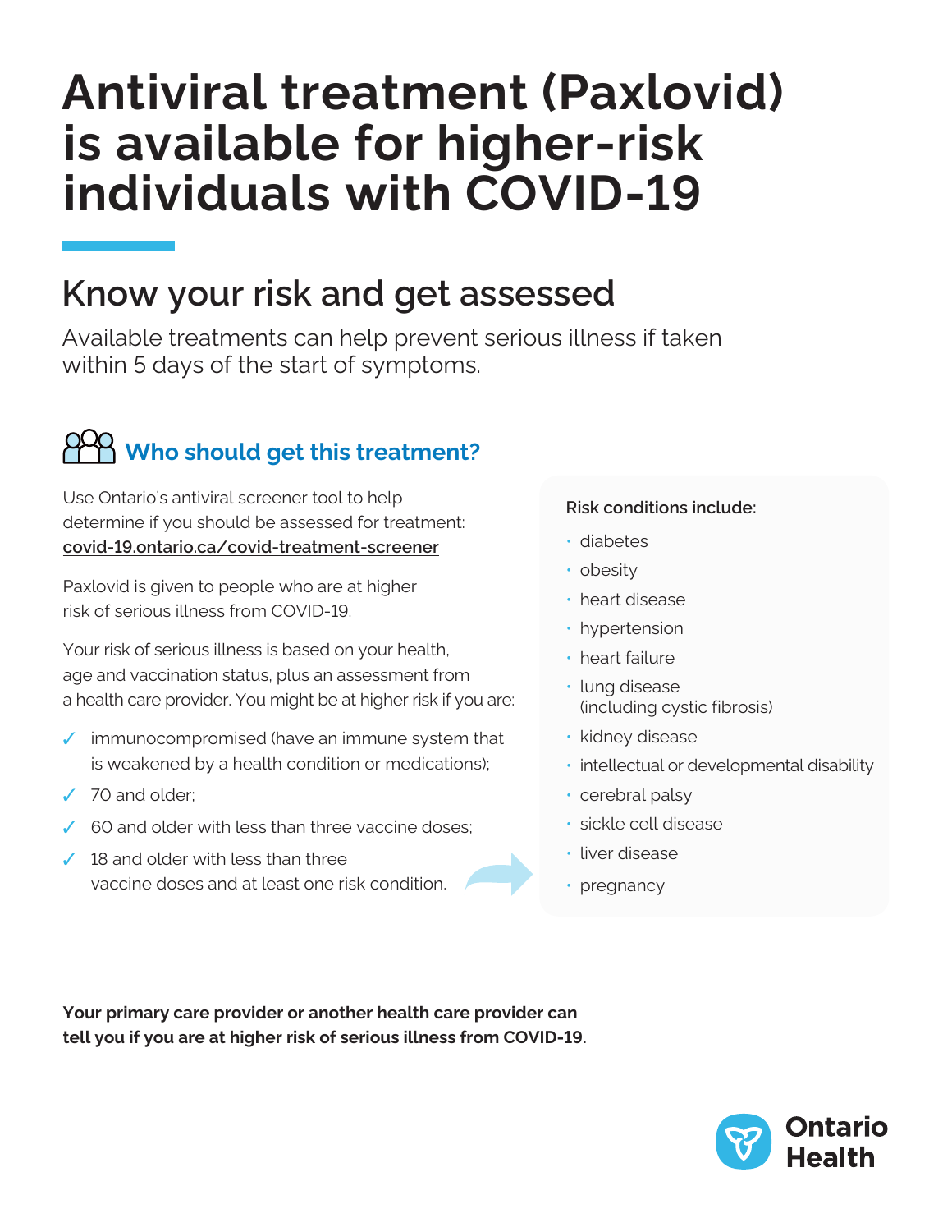# Antiviral treatment (Paxlovid) is available for higher-risk individuals with COVID-19

## Know your risk and get assessed

Available treatments can help prevent serious illness if taken within 5 days of the start of symptoms.

### Who should get this treatment?

Use Ontario's antiviral screener tool to help determine if you should be assessed for treatment: covid-19.ontario.ca/covid-treatment-screener

Paxlovid is given to people who are at higher risk of serious illness from COVID-19.

Your risk of serious illness is based on your health, age and vaccination status, plus an assessment from a health care provider. You might be at higher risk if you are:

- ✓ immunocompromised (have an immune system that is weakened by a health condition or medications);
- ✓ 70 and older;
- ✓ 60 and older with less than three vaccine doses;
- ✓ 18 and older with less than three vaccine doses and at least one risk condition.

Risk conditions include:

- diabetes
- obesity
- heart disease
- hypertension
- heart failure
- lung disease (including cystic fibrosis)
- kidney disease
- intellectual or developmental disability
- cerebral palsy
- sickle cell disease
- liver disease
- pregnancy

**Your primary care provider or another health care provider can tell you if you are at higher risk of serious illness from COVID-19.**

Ontario Health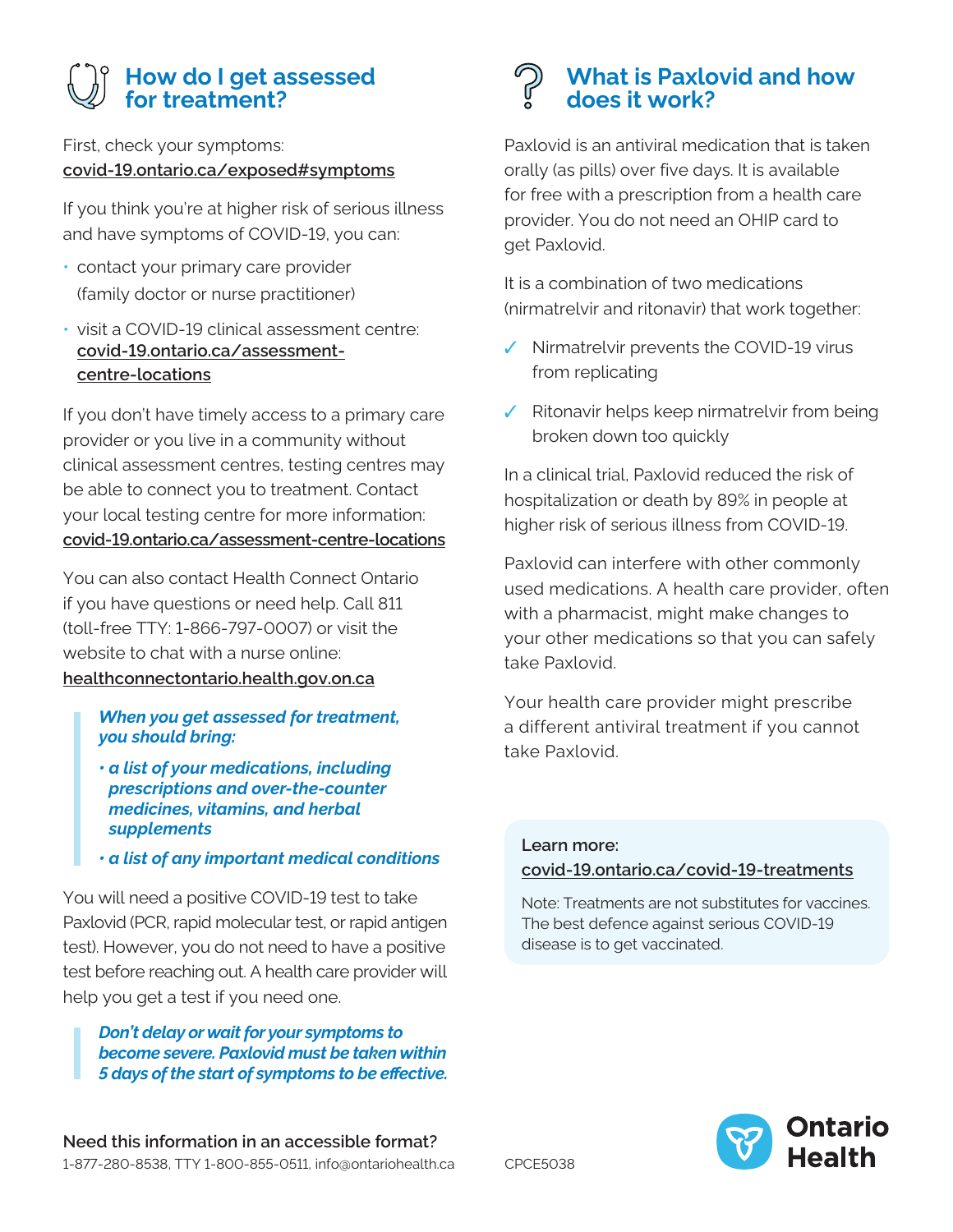## How do I get assessed for treatment?

First, check your symptoms:
covid-19.ontario.ca/exposed#symptoms

If you think you're at higher risk of serious illness and have symptoms of COVID-19, you can:

- contact your primary care provider (family doctor or nurse practitioner)
- visit a COVID-19 clinical assessment centre: covid-19.ontario.ca/assessment-centre-locations

If you don't have timely access to a primary care provider or you live in a community without clinical assessment centres, testing centres may be able to connect you to treatment. Contact your local testing centre for more information: covid-19.ontario.ca/assessment-centre-locations

You can also contact Health Connect Ontario if you have questions or need help. Call 811 (toll-free TTY: 1-866-797-0007) or visit the website to chat with a nurse online: healthconnectontario.health.gov.on.ca

> ***When you get assessed for treatment, you should bring:***
>
> - ***a list of your medications, including prescriptions and over-the-counter medicines, vitamins, and herbal supplements***
> - ***a list of any important medical conditions***

You will need a positive COVID-19 test to take Paxlovid (PCR, rapid molecular test, or rapid antigen test). However, you do not need to have a positive test before reaching out. A health care provider will help you get a test if you need one.

> ***Don't delay or wait for your symptoms to become severe. Paxlovid must be taken within 5 days of the start of symptoms to be effective.***

## What is Paxlovid and how does it work?

Paxlovid is an antiviral medication that is taken orally (as pills) over five days. It is available for free with a prescription from a health care provider. You do not need an OHIP card to get Paxlovid.

It is a combination of two medications (nirmatrelvir and ritonavir) that work together:

- ✓ Nirmatrelvir prevents the COVID-19 virus from replicating
- ✓ Ritonavir helps keep nirmatrelvir from being broken down too quickly

In a clinical trial, Paxlovid reduced the risk of hospitalization or death by 89% in people at higher risk of serious illness from COVID-19.

Paxlovid can interfere with other commonly used medications. A health care provider, often with a pharmacist, might make changes to your other medications so that you can safely take Paxlovid.

Your health care provider might prescribe a different antiviral treatment if you cannot take Paxlovid.

**Learn more:**
covid-19.ontario.ca/covid-19-treatments

Note: Treatments are not substitutes for vaccines. The best defence against COVID-19 disease is to get vaccinated.

**Need this information in an accessible format?**
1-877-280-8538, TTY 1-800-855-0511, info@ontariohealth.ca

CPCE5038

Ontario Health